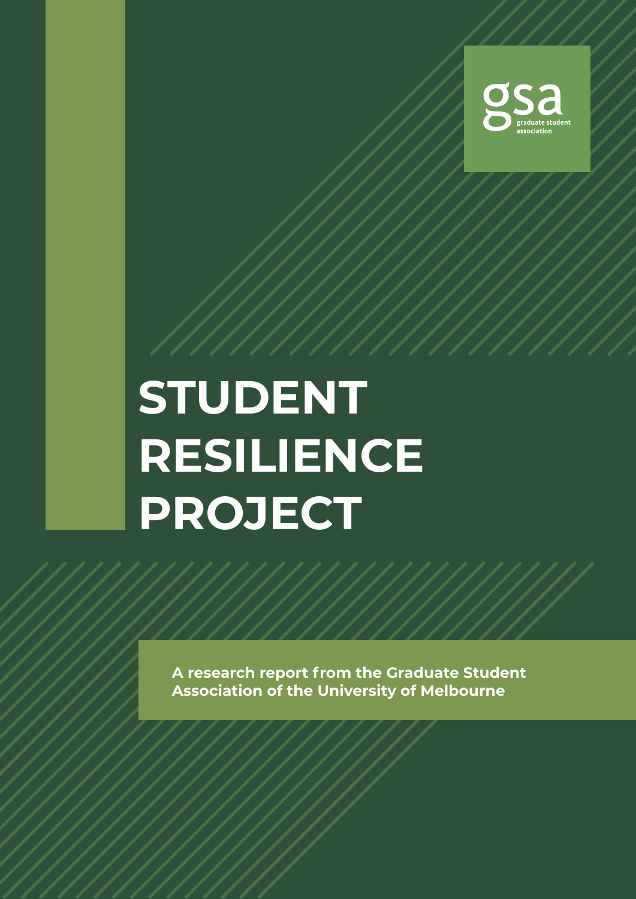gsa
graduate student association

# STUDENT RESILIENCE PROJECT

**A research report from the Graduate Student Association of the University of Melbourne**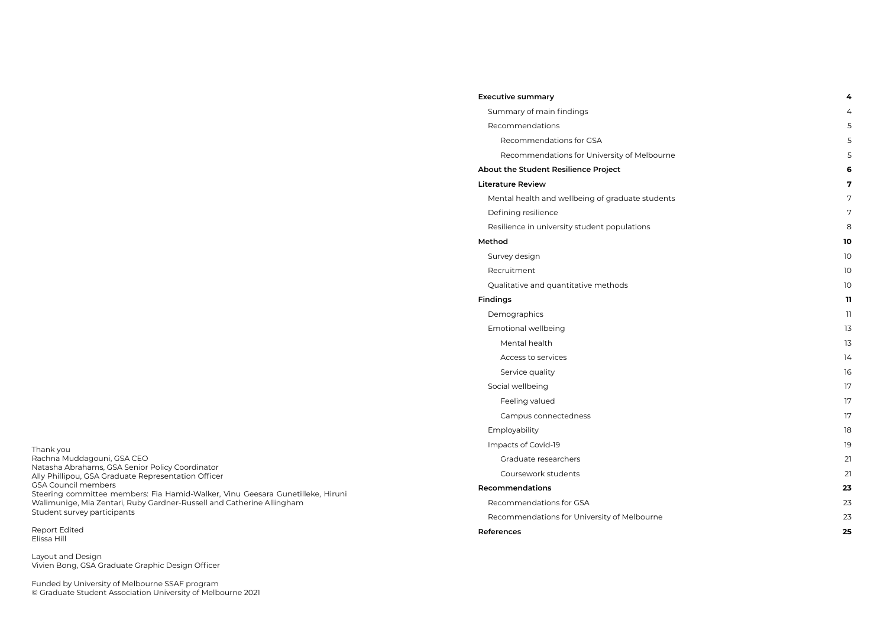Thank you
Rachna Muddagouni, GSA CEO
Natasha Abrahams, GSA Senior Policy Coordinator
Ally Phillipou, GSA Graduate Representation Officer
GSA Council members
Steering committee members: Fia Hamid-Walker, Vinu Geesara Gunetilleke, Hiruni Walimunige, Mia Zentari, Ruby Gardner-Russell and Catherine Allingham
Student survey participants

Report Edited
Elissa Hill

Layout and Design
Vivien Bong, GSA Graduate Graphic Design Officer

Funded by University of Melbourne SSAF program
© Graduate Student Association University of Melbourne 2021

| | |
|---|---|
| **Executive summary** | **4** |
| Summary of main findings | 4 |
| Recommendations | 5 |
| Recommendations for GSA | 5 |
| Recommendations for University of Melbourne | 5 |
| **About the Student Resilience Project** | **6** |
| **Literature Review** | **7** |
| Mental health and wellbeing of graduate students | 7 |
| Defining resilience | 7 |
| Resilience in university student populations | 8 |
| **Method** | **10** |
| Survey design | 10 |
| Recruitment | 10 |
| Qualitative and quantitative methods | 10 |
| **Findings** | **11** |
| Demographics | 11 |
| Emotional wellbeing | 13 |
| Mental health | 13 |
| Access to services | 14 |
| Service quality | 16 |
| Social wellbeing | 17 |
| Feeling valued | 17 |
| Campus connectedness | 17 |
| Employability | 18 |
| Impacts of Covid-19 | 19 |
| Graduate researchers | 21 |
| Coursework students | 21 |
| **Recommendations** | **23** |
| Recommendations for GSA | 23 |
| Recommendations for University of Melbourne | 23 |
| **References** | **25** |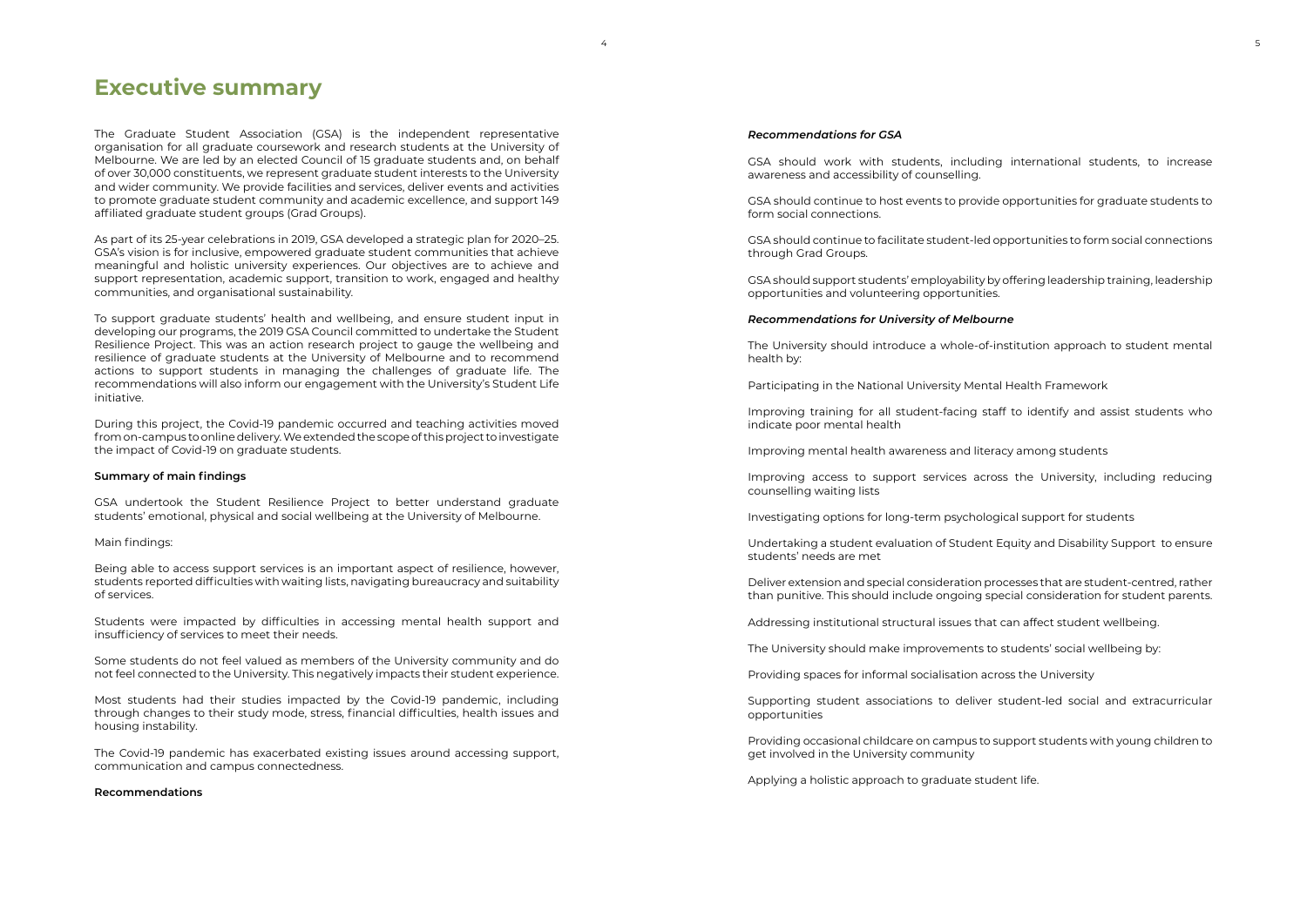# Executive summary

The Graduate Student Association (GSA) is the independent representative organisation for all graduate coursework and research students at the University of Melbourne. We are led by an elected Council of 15 graduate students and, on behalf of over 30,000 constituents, we represent graduate student interests to the University and wider community. We provide facilities and services, deliver events and activities to promote graduate student community and academic excellence, and support 149 affiliated graduate student groups (Grad Groups).

As part of its 25-year celebrations in 2019, GSA developed a strategic plan for 2020–25. GSA's vision is for inclusive, empowered graduate student communities that achieve meaningful and holistic university experiences. Our objectives are to achieve and support representation, academic support, transition to work, engaged and healthy communities, and organisational sustainability.

To support graduate students' health and wellbeing, and ensure student input in developing our programs, the 2019 GSA Council committed to undertake the Student Resilience Project. This was an action research project to gauge the wellbeing and resilience of graduate students at the University of Melbourne and to recommend actions to support students in managing the challenges of graduate life. The recommendations will also inform our engagement with the University's Student Life initiative.

During this project, the Covid-19 pandemic occurred and teaching activities moved from on-campus to online delivery. We extended the scope of this project to investigate the impact of Covid-19 on graduate students.

**Summary of main findings**

GSA undertook the Student Resilience Project to better understand graduate students' emotional, physical and social wellbeing at the University of Melbourne.

Main findings:

Being able to access support services is an important aspect of resilience, however, students reported difficulties with waiting lists, navigating bureaucracy and suitability of services.

Students were impacted by difficulties in accessing mental health support and insufficiency of services to meet their needs.

Some students do not feel valued as members of the University community and do not feel connected to the University. This negatively impacts their student experience.

Most students had their studies impacted by the Covid-19 pandemic, including through changes to their study mode, stress, financial difficulties, health issues and housing instability.

The Covid-19 pandemic has exacerbated existing issues around accessing support, communication and campus connectedness.

**Recommendations**

***Recommendations for GSA***

GSA should work with students, including international students, to increase awareness and accessibility of counselling.

GSA should continue to host events to provide opportunities for graduate students to form social connections.

GSA should continue to facilitate student-led opportunities to form social connections through Grad Groups.

GSA should support students' employability by offering leadership training, leadership opportunities and volunteering opportunities.

***Recommendations for University of Melbourne***

The University should introduce a whole-of-institution approach to student mental health by:

Participating in the National University Mental Health Framework

Improving training for all student-facing staff to identify and assist students who indicate poor mental health

Improving mental health awareness and literacy among students

Improving access to support services across the University, including reducing counselling waiting lists

Investigating options for long-term psychological support for students

Undertaking a student evaluation of Student Equity and Disability Support to ensure students' needs are met

Deliver extension and special consideration processes that are student-centred, rather than punitive. This should include ongoing special consideration for student parents.

Addressing institutional structural issues that can affect student wellbeing.

The University should make improvements to students' social wellbeing by:

Providing spaces for informal socialisation across the University

Supporting student associations to deliver student-led social and extracurricular opportunities

Providing occasional childcare on campus to support students with young children to get involved in the University community

Applying a holistic approach to graduate student life.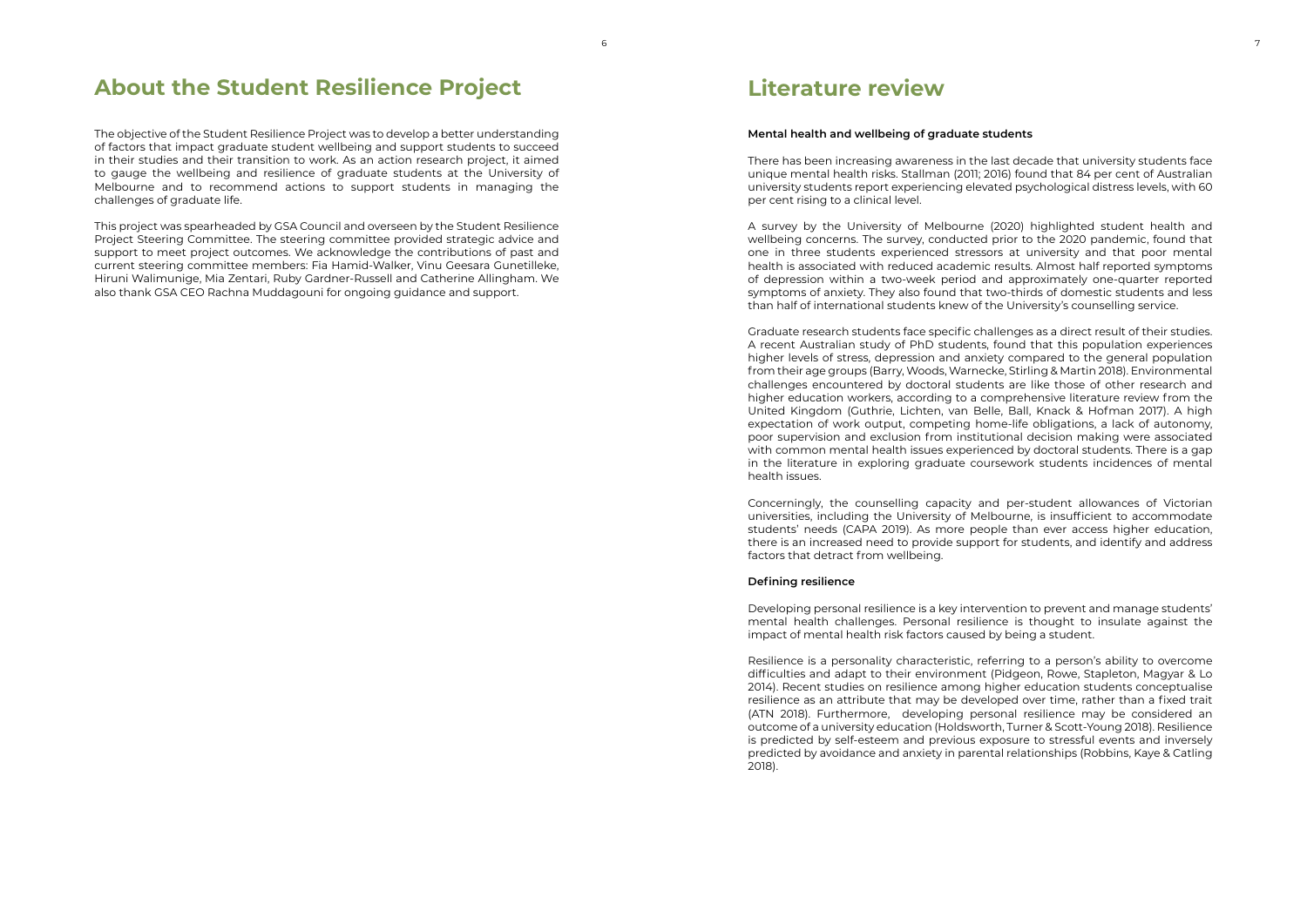# About the Student Resilience Project

The objective of the Student Resilience Project was to develop a better understanding of factors that impact graduate student wellbeing and support students to succeed in their studies and their transition to work. As an action research project, it aimed to gauge the wellbeing and resilience of graduate students at the University of Melbourne and to recommend actions to support students in managing the challenges of graduate life.

This project was spearheaded by GSA Council and overseen by the Student Resilience Project Steering Committee. The steering committee provided strategic advice and support to meet project outcomes. We acknowledge the contributions of past and current steering committee members: Fia Hamid-Walker, Vinu Geesara Gunetilleke, Hiruni Walimunige, Mia Zentari, Ruby Gardner-Russell and Catherine Allingham. We also thank GSA CEO Rachna Muddagouni for ongoing guidance and support.

# Literature review

**Mental health and wellbeing of graduate students**

There has been increasing awareness in the last decade that university students face unique mental health risks. Stallman (2011; 2016) found that 84 per cent of Australian university students report experiencing elevated psychological distress levels, with 60 per cent rising to a clinical level.

A survey by the University of Melbourne (2020) highlighted student health and wellbeing concerns. The survey, conducted prior to the 2020 pandemic, found that one in three students experienced stressors at university and that poor mental health is associated with reduced academic results. Almost half reported symptoms of depression within a two-week period and approximately one-quarter reported symptoms of anxiety. They also found that two-thirds of domestic students and less than half of international students knew of the University's counselling service.

Graduate research students face specific challenges as a direct result of their studies. A recent Australian study of PhD students, found that this population experiences higher levels of stress, depression and anxiety compared to the general population from their age groups (Barry, Woods, Warnecke, Stirling & Martin 2018). Environmental challenges encountered by doctoral students are like those of other research and higher education workers, according to a comprehensive literature review from the United Kingdom (Guthrie, Lichten, van Belle, Ball, Knack & Hofman 2017). A high expectation of work output, competing home-life obligations, a lack of autonomy, poor supervision and exclusion from institutional decision making were associated with common mental health issues experienced by doctoral students. There is a gap in the literature in exploring graduate coursework students incidences of mental health issues.

Concerningly, the counselling capacity and per-student allowances of Victorian universities, including the University of Melbourne, is insufficient to accommodate students' needs (CAPA 2019). As more people than ever access higher education, there is an increased need to provide support for students, and identify and address factors that detract from wellbeing.

**Defining resilience**

Developing personal resilience is a key intervention to prevent and manage students' mental health challenges. Personal resilience is thought to insulate against the impact of mental health risk factors caused by being a student.

Resilience is a personality characteristic, referring to a person's ability to overcome difficulties and adapt to their environment (Pidgeon, Rowe, Stapleton, Magyar & Lo 2014). Recent studies on resilience among higher education students conceptualise resilience as an attribute that may be developed over time, rather than a fixed trait (ATN 2018). Furthermore, developing personal resilience may be considered an outcome of a university education (Holdsworth, Turner & Scott-Young 2018). Resilience is predicted by self-esteem and previous exposure to stressful events and inversely predicted by avoidance and anxiety in parental relationships (Robbins, Kaye & Catling 2018).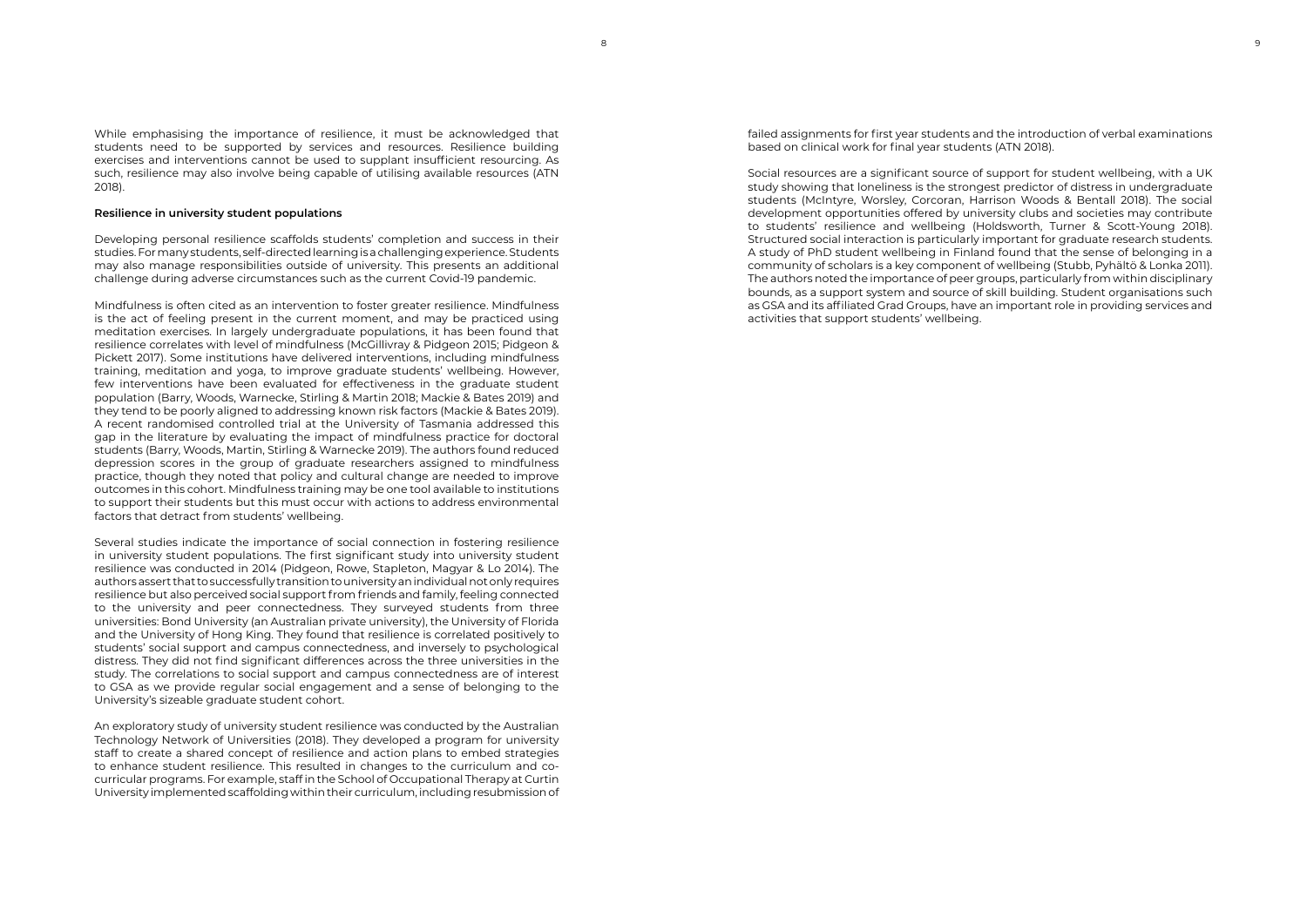While emphasising the importance of resilience, it must be acknowledged that students need to be supported by services and resources. Resilience building exercises and interventions cannot be used to supplant insufficient resourcing. As such, resilience may also involve being capable of utilising available resources (ATN 2018).

**Resilience in university student populations**

Developing personal resilience scaffolds students' completion and success in their studies. For many students, self-directed learning is a challenging experience. Students may also manage responsibilities outside of university. This presents an additional challenge during adverse circumstances such as the current Covid-19 pandemic.

Mindfulness is often cited as an intervention to foster greater resilience. Mindfulness is the act of feeling present in the current moment, and may be practiced using meditation exercises. In largely undergraduate populations, it has been found that resilience correlates with level of mindfulness (McGillivray & Pidgeon 2015; Pidgeon & Pickett 2017). Some institutions have delivered interventions, including mindfulness training, meditation and yoga, to improve graduate students' wellbeing. However, few interventions have been evaluated for effectiveness in the graduate student population (Barry, Woods, Warnecke, Stirling & Martin 2018; Mackie & Bates 2019) and they tend to be poorly aligned to addressing known risk factors (Mackie & Bates 2019). A recent randomised controlled trial at the University of Tasmania addressed this gap in the literature by evaluating the impact of mindfulness practice for doctoral students (Barry, Woods, Martin, Stirling & Warnecke 2019). The authors found reduced depression scores in the group of graduate researchers assigned to mindfulness practice, though they noted that policy and cultural change are needed to improve outcomes in this cohort. Mindfulness training may be one tool available to institutions to support their students but this must occur with actions to address environmental factors that detract from students' wellbeing.

Several studies indicate the importance of social connection in fostering resilience in university student populations. The first significant study into university student resilience was conducted in 2014 (Pidgeon, Rowe, Stapleton, Magyar & Lo 2014). The authors assert that to successfully transition to university an individual not only requires resilience but also perceived social support from friends and family, feeling connected to the university and peer connectedness. They surveyed students from three universities: Bond University (an Australian private university), the University of Florida and the University of Hong King. They found that resilience is correlated positively to students' social support and campus connectedness, and inversely to psychological distress. They did not find significant differences across the three universities in the study. The correlations to social support and campus connectedness are of interest to GSA as we provide regular social engagement and a sense of belonging to the University's sizeable graduate student cohort.

An exploratory study of university student resilience was conducted by the Australian Technology Network of Universities (2018). They developed a program for university staff to create a shared concept of resilience and action plans to embed strategies to enhance student resilience. This resulted in changes to the curriculum and co-curricular programs. For example, staff in the School of Occupational Therapy at Curtin University implemented scaffolding within their curriculum, including resubmission of failed assignments for first year students and the introduction of verbal examinations based on clinical work for final year students (ATN 2018).

Social resources are a significant source of support for student wellbeing, with a UK study showing that loneliness is the strongest predictor of distress in undergraduate students (McIntyre, Worsley, Corcoran, Harrison Woods & Bentall 2018). The social development opportunities offered by university clubs and societies may contribute to students' resilience and wellbeing (Holdsworth, Turner & Scott-Young 2018). Structured social interaction is particularly important for graduate research students. A study of PhD student wellbeing in Finland found that the sense of belonging in a community of scholars is a key component of wellbeing (Stubb, Pyhältö & Lonka 2011). The authors noted the importance of peer groups, particularly from within disciplinary bounds, as a support system and source of skill building. Student organisations such as GSA and its affiliated Grad Groups, have an important role in providing services and activities that support students' wellbeing.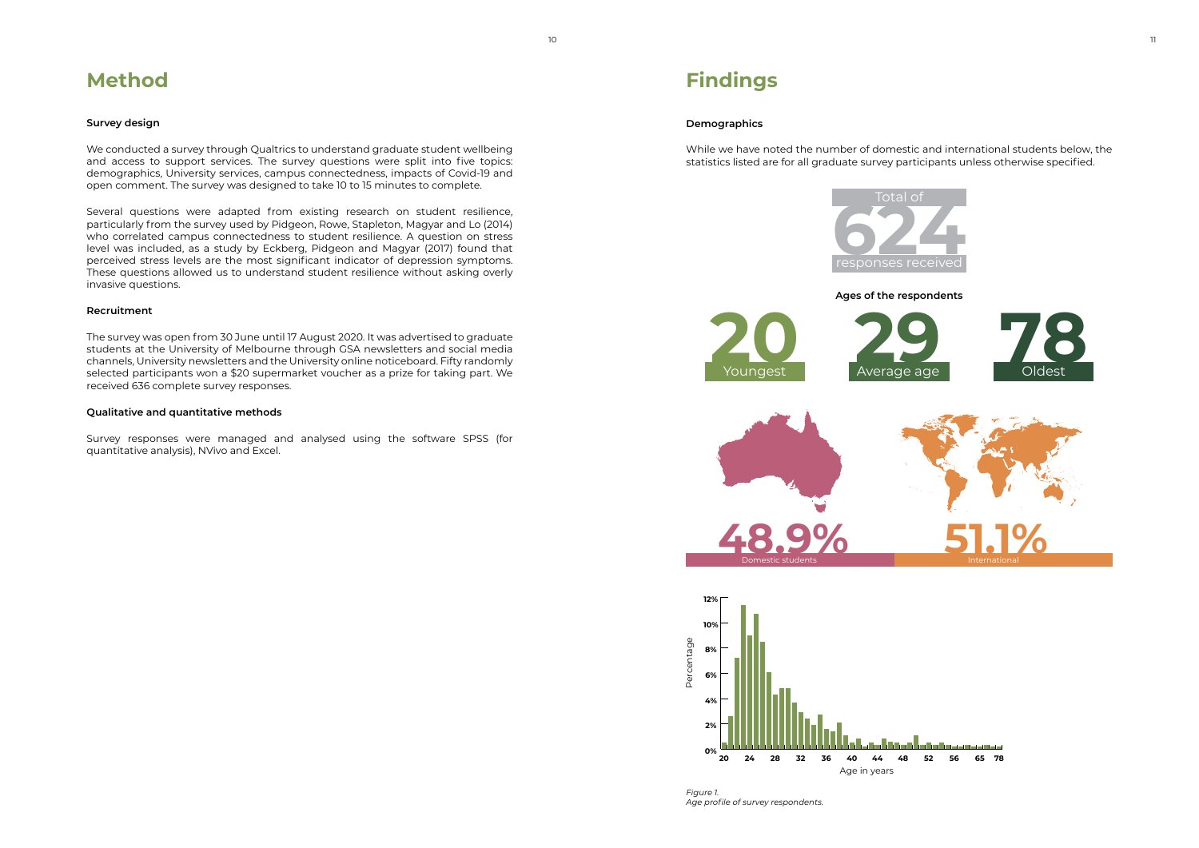# Method

### Survey design

We conducted a survey through Qualtrics to understand graduate student wellbeing and access to support services. The survey questions were split into five topics: demographics, University services, campus connectedness, impacts of Covid-19 and open comment. The survey was designed to take 10 to 15 minutes to complete.

Several questions were adapted from existing research on student resilience, particularly from the survey used by Pidgeon, Rowe, Stapleton, Magyar and Lo (2014) who correlated campus connectedness to student resilience. A question on stress level was included, as a study by Eckberg, Pidgeon and Magyar (2017) found that perceived stress levels are the most significant indicator of depression symptoms. These questions allowed us to understand student resilience without asking overly invasive questions.

### Recruitment

The survey was open from 30 June until 17 August 2020. It was advertised to graduate students at the University of Melbourne through GSA newsletters and social media channels, University newsletters and the University online noticeboard. Fifty randomly selected participants won a $20 supermarket voucher as a prize for taking part. We received 636 complete survey responses.

### Qualitative and quantitative methods

Survey responses were managed and analysed using the software SPSS (for quantitative analysis), NVivo and Excel.

# Findings

### Demographics

While we have noted the number of domestic and international students below, the statistics listed are for all graduate survey participants unless otherwise specified.

Total of **624** responses received

**Ages of the respondents**

**20** Youngest

**29** Average age

**78** Oldest

**48.9%** Domestic students

**51.1%** International

*Figure 1.*
*Age profile of survey respondents.*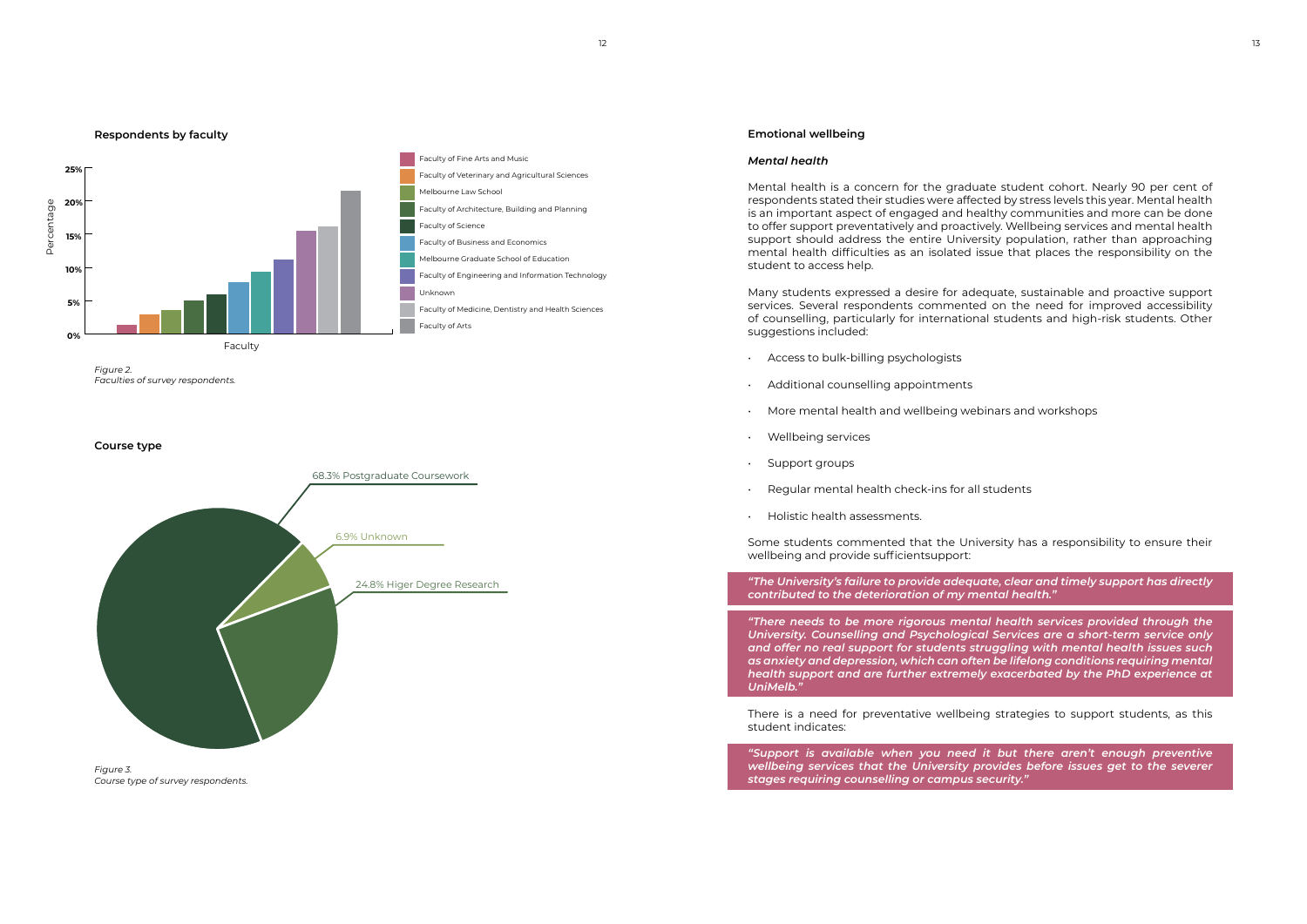## Respondents by faculty

Percentage

25%
20%
15%
10%
5%
0%

Faculty

- Faculty of Fine Arts and Music
- Faculty of Veterinary and Agricultural Sciences
- Melbourne Law School
- Faculty of Architecture, Building and Planning
- Faculty of Science
- Faculty of Business and Economics
- Melbourne Graduate School of Education
- Faculty of Engineering and Information Technology
- Unknown
- Faculty of Medicine, Dentistry and Health Sciences
- Faculty of Arts

*Figure 2.*
*Faculties of survey respondents.*

## Course type

68.3% Postgraduate Coursework

6.9% Unknown

24.8% Higer Degree Research

*Figure 3.*
*Course type of survey respondents.*

## Emotional wellbeing

### *Mental health*

Mental health is a concern for the graduate student cohort. Nearly 90 per cent of respondents stated their studies were affected by stress levels this year. Mental health is an important aspect of engaged and healthy communities and more can be done to offer support preventatively and proactively. Wellbeing services and mental health support should address the entire University population, rather than approaching mental health difficulties as an isolated issue that places the responsibility on the student to access help.

Many students expressed a desire for adequate, sustainable and proactive support services. Several respondents commented on the need for improved accessibility of counselling, particularly for international students and high-risk students. Other suggestions included:

- Access to bulk-billing psychologists
- Additional counselling appointments
- More mental health and wellbeing webinars and workshops
- Wellbeing services
- Support groups
- Regular mental health check-ins for all students
- Holistic health assessments.

Some students commented that the University has a responsibility to ensure their wellbeing and provide sufficientsupport:

> ***"The University's failure to provide adequate, clear and timely support has directly contributed to the deterioration of my mental health."***

> ***"There needs to be more rigorous mental health services provided through the University. Counselling and Psychological Services are a short-term service only and offer no real support for students struggling with mental health issues such as anxiety and depression, which can often be lifelong conditions requiring mental health support and are further extremely exacerbated by the PhD experience at UniMelb."***

There is a need for preventative wellbeing strategies to support students, as this student indicates:

> ***"Support is available when you need it but there aren't enough preventive wellbeing services that the University provides before issues get to the severer stages requiring counselling or campus security."***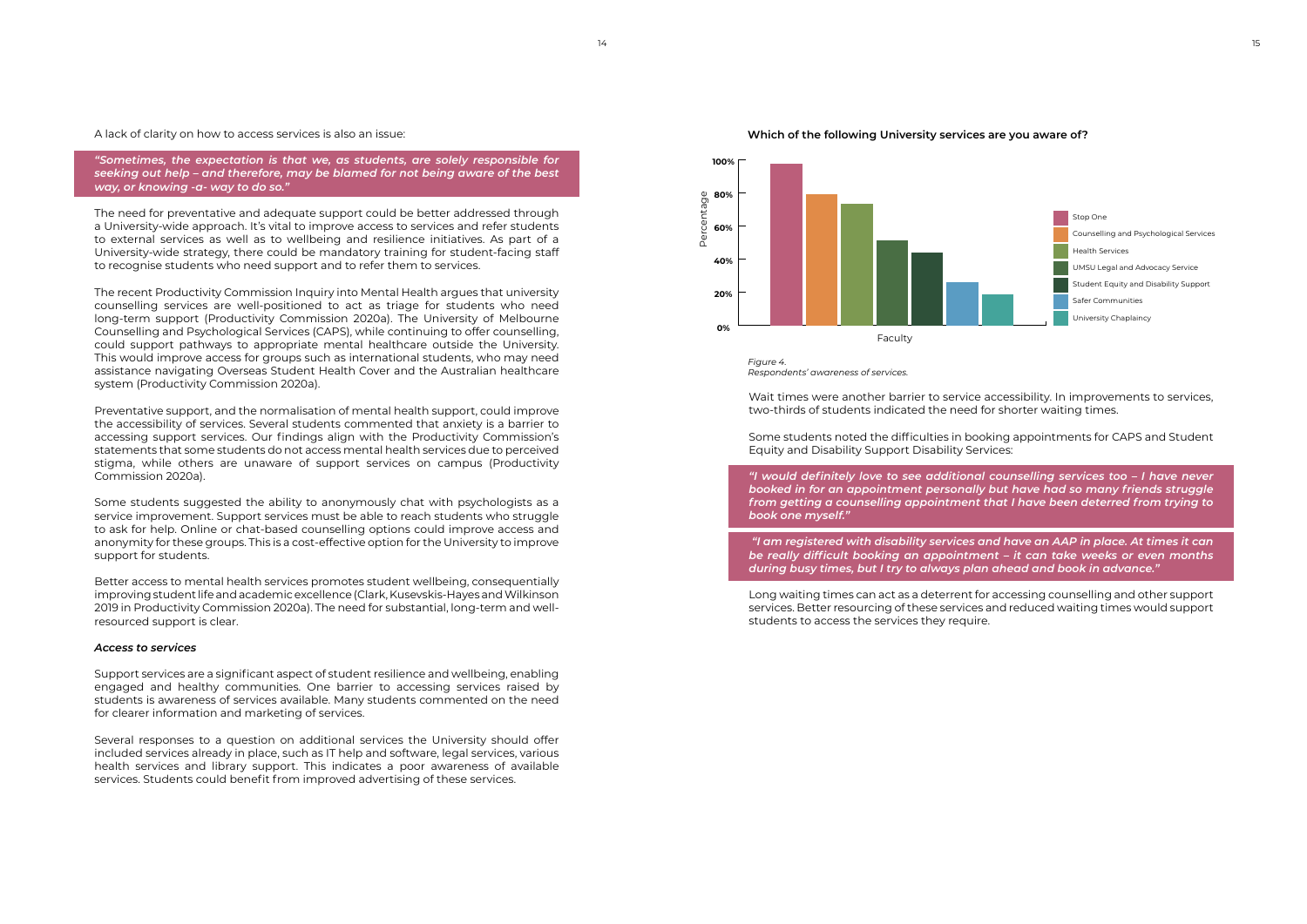A lack of clarity on how to access services is also an issue:

> ***"Sometimes, the expectation is that we, as students, are solely responsible for seeking out help – and therefore, may be blamed for not being aware of the best way, or knowing -a- way to do so."***

The need for preventative and adequate support could be better addressed through a University-wide approach. It's vital to improve access to services and refer students to external services as well as to wellbeing and resilience initiatives. As part of a University-wide strategy, there could be mandatory training for student-facing staff to recognise students who need support and to refer them to services.

The recent Productivity Commission Inquiry into Mental Health argues that university counselling services are well-positioned to act as triage for students who need long-term support (Productivity Commission 2020a). The University of Melbourne Counselling and Psychological Services (CAPS), while continuing to offer counselling, could support pathways to appropriate mental healthcare outside the University. This would improve access for groups such as international students, who may need assistance navigating Overseas Student Health Cover and the Australian healthcare system (Productivity Commission 2020a).

Preventative support, and the normalisation of mental health support, could improve the accessibility of services. Several students commented that anxiety is a barrier to accessing support services. Our findings align with the Productivity Commission's statements that some students do not access mental health services due to perceived stigma, while others are unaware of support services on campus (Productivity Commission 2020a).

Some students suggested the ability to anonymously chat with psychologists as a service improvement. Support services must be able to reach students who struggle to ask for help. Online or chat-based counselling options could improve access and anonymity for these groups. This is a cost-effective option for the University to improve support for students.

Better access to mental health services promotes student wellbeing, consequentially improving student life and academic excellence (Clark, Kusevskis-Hayes and Wilkinson 2019 in Productivity Commission 2020a). The need for substantial, long-term and well-resourced support is clear.

### *Access to services*

Support services are a significant aspect of student resilience and wellbeing, enabling engaged and healthy communities. One barrier to accessing services raised by students is awareness of services available. Many students commented on the need for clearer information and marketing of services.

Several responses to a question on additional services the University should offer included services already in place, such as IT help and software, legal services, various health services and library support. This indicates a poor awareness of available services. Students could benefit from improved advertising of these services.

**Which of the following University services are you aware of?**

*Figure 4.*
*Respondents' awareness of services.*

Wait times were another barrier to service accessibility. In improvements to services, two-thirds of students indicated the need for shorter waiting times.

Some students noted the difficulties in booking appointments for CAPS and Student Equity and Disability Support Disability Services:

> ***"I would definitely love to see additional counselling services too – I have never booked in for an appointment personally but have had so many friends struggle from getting a counselling appointment that I have been deterred from trying to book one myself."***

> ***"I am registered with disability services and have an AAP in place. At times it can be really difficult booking an appointment – it can take weeks or even months during busy times, but I try to always plan ahead and book in advance."***

Long waiting times can act as a deterrent for accessing counselling and other support services. Better resourcing of these services and reduced waiting times would support students to access the services they require.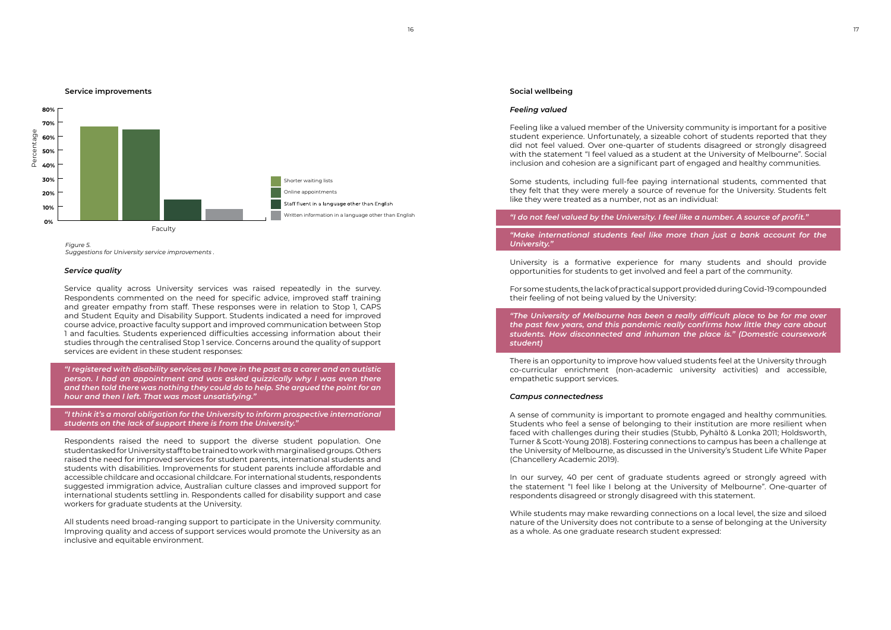**Service improvements**

Figure 5.
Suggestions for University service improvements .

### *Service quality*

Service quality across University services was raised repeatedly in the survey. Respondents commented on the need for specific advice, improved staff training and greater empathy from staff. These responses were in relation to Stop 1, CAPS and Student Equity and Disability Support. Students indicated a need for improved course advice, proactive faculty support and improved communication between Stop 1 and faculties. Students experienced difficulties accessing information about their studies through the centralised Stop 1 service. Concerns around the quality of support services are evident in these student responses:

> ***"I registered with disability services as I have in the past as a carer and an autistic person. I had an appointment and was asked quizzically why I was even there and then told there was nothing they could do to help. She argued the point for an hour and then I left. That was most unsatisfying."***

> ***"I think it's a moral obligation for the University to inform prospective international students on the lack of support there is from the University."***

Respondents raised the need to support the diverse student population. One student asked for University staff to be trained to work with marginalised groups. Others raised the need for improved services for student parents, international students and students with disabilities. Improvements for student parents include affordable and accessible childcare and occasional childcare. For international students, respondents suggested immigration advice, Australian culture classes and improved support for international students settling in. Respondents called for disability support and case workers for graduate students at the University.

All students need broad-ranging support to participate in the University community. Improving quality and access of support services would promote the University as an inclusive and equitable environment.

## Social wellbeing

### *Feeling valued*

Feeling like a valued member of the University community is important for a positive student experience. Unfortunately, a sizeable cohort of students reported that they did not feel valued. Over one-quarter of students disagreed or strongly disagreed with the statement "I feel valued as a student at the University of Melbourne". Social inclusion and cohesion are a significant part of engaged and healthy communities.

Some students, including full-fee paying international students, commented that they felt that they were merely a source of revenue for the University. Students felt like they were treated as a number, not as an individual:

> ***"I do not feel valued by the University. I feel like a number. A source of profit."***

> ***"Make international students feel like more than just a bank account for the University."***

University is a formative experience for many students and should provide opportunities for students to get involved and feel a part of the community.

For some students, the lack of practical support provided during Covid-19 compounded their feeling of not being valued by the University:

> ***"The University of Melbourne has been a really difficult place to be for me over the past few years, and this pandemic really confirms how little they care about students. How disconnected and inhuman the place is." (Domestic coursework student)***

There is an opportunity to improve how valued students feel at the University through co-curricular enrichment (non-academic university activities) and accessible, empathetic support services.

### *Campus connectedness*

A sense of community is important to promote engaged and healthy communities. Students who feel a sense of belonging to their institution are more resilient when faced with challenges during their studies (Stubb, Pyhältö & Lonka 2011; Holdsworth, Turner & Scott-Young 2018). Fostering connections to campus has been a challenge at the University of Melbourne, as discussed in the University's Student Life White Paper (Chancellery Academic 2019).

In our survey, 40 per cent of graduate students agreed or strongly agreed with the statement "I feel like I belong at the University of Melbourne". One-quarter of respondents disagreed or strongly disagreed with this statement.

While students may make rewarding connections on a local level, the size and siloed nature of the University does not contribute to a sense of belonging at the University as a whole. As one graduate research student expressed: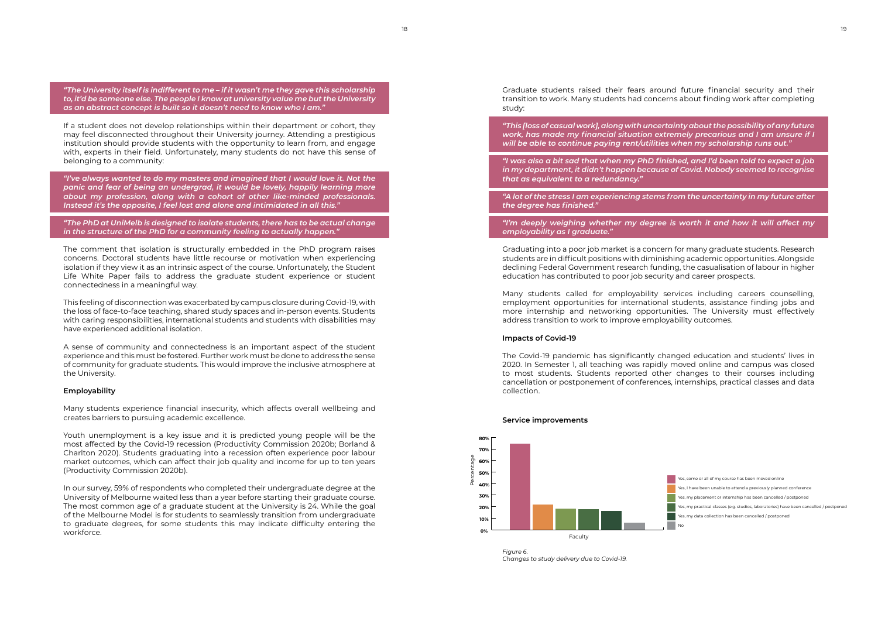***"The University itself is indifferent to me – if it wasn't me they gave this scholarship to, it'd be someone else. The people I know at university value me but the University as an abstract concept is built so it doesn't need to know who I am."***

If a student does not develop relationships within their department or cohort, they may feel disconnected throughout their University journey. Attending a prestigious institution should provide students with the opportunity to learn from, and engage with, experts in their field. Unfortunately, many students do not have this sense of belonging to a community:

***"I've always wanted to do my masters and imagined that I would love it. Not the panic and fear of being an undergrad, it would be lovely, happily learning more about my profession, along with a cohort of other like-minded professionals. Instead it's the opposite, I feel lost and alone and intimidated in all this."***

***"The PhD at UniMelb is designed to isolate students, there has to be actual change in the structure of the PhD for a community feeling to actually happen."***

The comment that isolation is structurally embedded in the PhD program raises concerns. Doctoral students have little recourse or motivation when experiencing isolation if they view it as an intrinsic aspect of the course. Unfortunately, the Student Life White Paper fails to address the graduate student experience or student connectedness in a meaningful way.

This feeling of disconnection was exacerbated by campus closure during Covid-19, with the loss of face-to-face teaching, shared study spaces and in-person events. Students with caring responsibilities, international students and students with disabilities may have experienced additional isolation.

A sense of community and connectedness is an important aspect of the student experience and this must be fostered. Further work must be done to address the sense of community for graduate students. This would improve the inclusive atmosphere at the University.

### Employability

Many students experience financial insecurity, which affects overall wellbeing and creates barriers to pursuing academic excellence.

Youth unemployment is a key issue and it is predicted young people will be the most affected by the Covid-19 recession (Productivity Commission 2020b; Borland & Charlton 2020). Students graduating into a recession often experience poor labour market outcomes, which can affect their job quality and income for up to ten years (Productivity Commission 2020b).

In our survey, 59% of respondents who completed their undergraduate degree at the University of Melbourne waited less than a year before starting their graduate course. The most common age of a graduate student at the University is 24. While the goal of the Melbourne Model is for students to seamlessly transition from undergraduate to graduate degrees, for some students this may indicate difficulty entering the workforce.

Graduate students raised their fears around future financial security and their transition to work. Many students had concerns about finding work after completing study:

***"This [loss of casual work], along with uncertainty about the possibility of any future work, has made my financial situation extremely precarious and I am unsure if I will be able to continue paying rent/utilities when my scholarship runs out."***

***"I was also a bit sad that when my PhD finished, and I'd been told to expect a job in my department, it didn't happen because of Covid. Nobody seemed to recognise that as equivalent to a redundancy."***

***"A lot of the stress I am experiencing stems from the uncertainty in my future after the degree has finished."***

***"I'm deeply weighing whether my degree is worth it and how it will affect my employability as I graduate."***

Graduating into a poor job market is a concern for many graduate students. Research students are in difficult positions with diminishing academic opportunities. Alongside declining Federal Government research funding, the casualisation of labour in higher education has contributed to poor job security and career prospects.

Many students called for employability services including careers counselling, employment opportunities for international students, assistance finding jobs and more internship and networking opportunities. The University must effectively address transition to work to improve employability outcomes.

### Impacts of Covid-19

The Covid-19 pandemic has significantly changed education and students' lives in 2020. In Semester 1, all teaching was rapidly moved online and campus was closed to most students. Students reported other changes to their courses including cancellation or postponement of conferences, internships, practical classes and data collection.

### Service improvements

| Response | Percentage (approx.) |
| --- | --- |
| Yes, some or all of my course has been moved online | ~74% |
| Yes, I have been unable to attend a previously planned conference | ~22% |
| Yes, my placement or internship has been cancelled / postponed | ~19% |
| Yes, my practical classes (e.g. studios, laboratories) have been cancelled / postponed | ~18% |
| Yes, my data collection has been cancelled / postponed | ~17% |
| No | ~7% |

*Figure 6.*
*Changes to study delivery due to Covid-19.*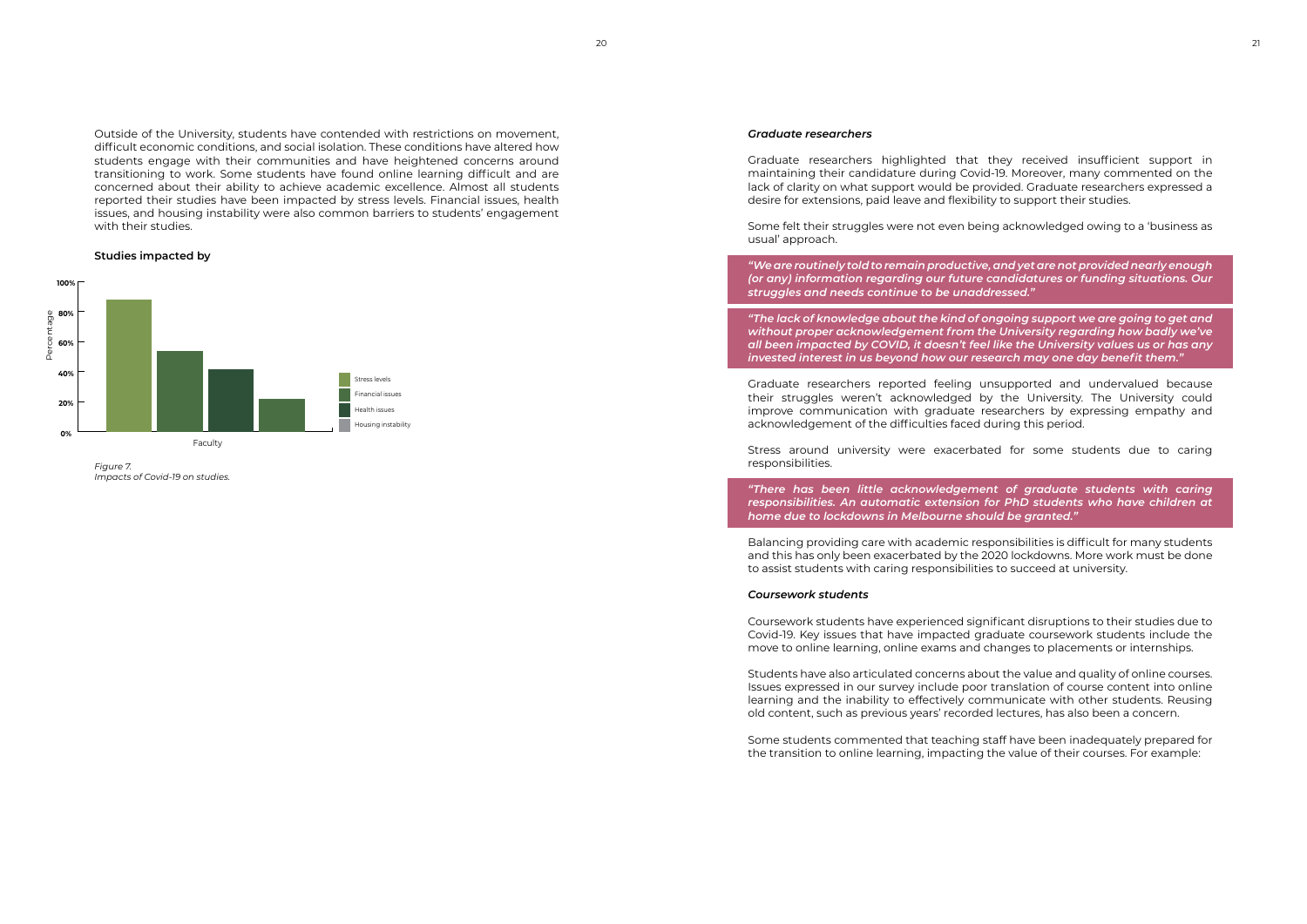Outside of the University, students have contended with restrictions on movement, difficult economic conditions, and social isolation. These conditions have altered how students engage with their communities and have heightened concerns around transitioning to work. Some students have found online learning difficult and are concerned about their ability to achieve academic excellence. Almost all students reported their studies have been impacted by stress levels. Financial issues, health issues, and housing instability were also common barriers to students' engagement with their studies.

**Studies impacted by**

| Faculty | Percentage (approx.) |
| --- | --- |
| Stress levels | 88% |
| Financial issues | 54% |
| Health issues | 42% |
| Housing instability | 22% |

*Figure 7.*
*Impacts of Covid-19 on studies.*

### *Graduate researchers*

Graduate researchers highlighted that they received insufficient support in maintaining their candidature during Covid-19. Moreover, many commented on the lack of clarity on what support would be provided. Graduate researchers expressed a desire for extensions, paid leave and flexibility to support their studies.

Some felt their struggles were not even being acknowledged owing to a 'business as usual' approach.

***"We are routinely told to remain productive, and yet are not provided nearly enough (or any) information regarding our future candidatures or funding situations. Our struggles and needs continue to be unaddressed."***

***"The lack of knowledge about the kind of ongoing support we are going to get and without proper acknowledgement from the University regarding how badly we've all been impacted by COVID, it doesn't feel like the University values us or has any invested interest in us beyond how our research may one day benefit them."***

Graduate researchers reported feeling unsupported and undervalued because their struggles weren't acknowledged by the University. The University could improve communication with graduate researchers by expressing empathy and acknowledgement of the difficulties faced during this period.

Stress around university were exacerbated for some students due to caring responsibilities.

***"There has been little acknowledgement of graduate students with caring responsibilities. An automatic extension for PhD students who have children at home due to lockdowns in Melbourne should be granted."***

Balancing providing care with academic responsibilities is difficult for many students and this has only been exacerbated by the 2020 lockdowns. More work must be done to assist students with caring responsibilities to succeed at university.

### *Coursework students*

Coursework students have experienced significant disruptions to their studies due to Covid-19. Key issues that have impacted graduate coursework students include the move to online learning, online exams and changes to placements or internships.

Students have also articulated concerns about the value and quality of online courses. Issues expressed in our survey include poor translation of course content into online learning and the inability to effectively communicate with other students. Reusing old content, such as previous years' recorded lectures, has also been a concern.

Some students commented that teaching staff have been inadequately prepared for the transition to online learning, impacting the value of their courses. For example: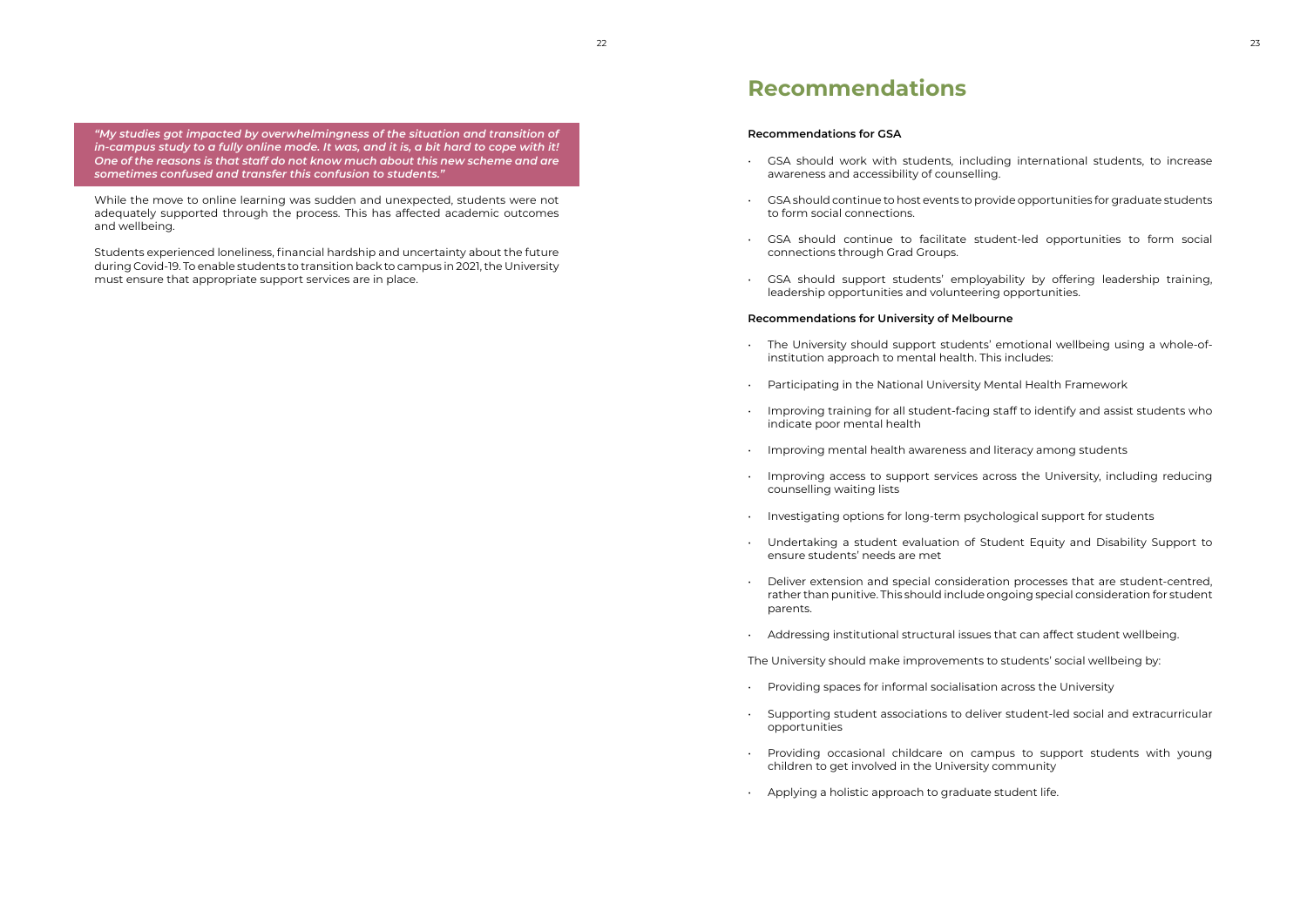*"My studies got impacted by overwhelmingness of the situation and transition of in-campus study to a fully online mode. It was, and it is, a bit hard to cope with it! One of the reasons is that staff do not know much about this new scheme and are sometimes confused and transfer this confusion to students."*

While the move to online learning was sudden and unexpected, students were not adequately supported through the process. This has affected academic outcomes and wellbeing.

Students experienced loneliness, financial hardship and uncertainty about the future during Covid-19. To enable students to transition back to campus in 2021, the University must ensure that appropriate support services are in place.

# Recommendations

**Recommendations for GSA**

- GSA should work with students, including international students, to increase awareness and accessibility of counselling.
- GSA should continue to host events to provide opportunities for graduate students to form social connections.
- GSA should continue to facilitate student-led opportunities to form social connections through Grad Groups.
- GSA should support students' employability by offering leadership training, leadership opportunities and volunteering opportunities.

**Recommendations for University of Melbourne**

- The University should support students' emotional wellbeing using a whole-of-institution approach to mental health. This includes:
- Participating in the National University Mental Health Framework
- Improving training for all student-facing staff to identify and assist students who indicate poor mental health
- Improving mental health awareness and literacy among students
- Improving access to support services across the University, including reducing counselling waiting lists
- Investigating options for long-term psychological support for students
- Undertaking a student evaluation of Student Equity and Disability Support to ensure students' needs are met
- Deliver extension and special consideration processes that are student-centred, rather than punitive. This should include ongoing special consideration for student parents.
- Addressing institutional structural issues that can affect student wellbeing.

The University should make improvements to students' social wellbeing by:

- Providing spaces for informal socialisation across the University
- Supporting student associations to deliver student-led social and extracurricular opportunities
- Providing occasional childcare on campus to support students with young children to get involved in the University community
- Applying a holistic approach to graduate student life.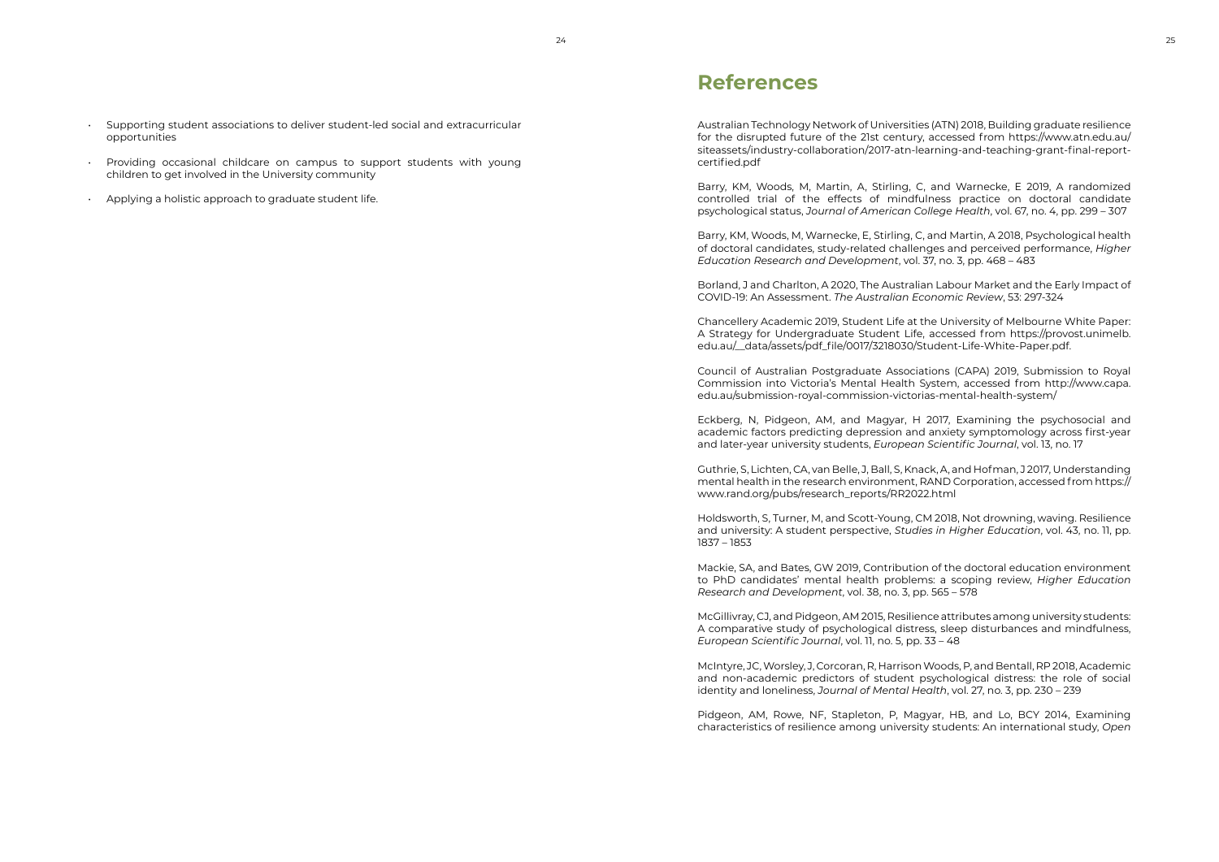- Supporting student associations to deliver student-led social and extracurricular opportunities
- Providing occasional childcare on campus to support students with young children to get involved in the University community
- Applying a holistic approach to graduate student life.

# References

Australian Technology Network of Universities (ATN) 2018, Building graduate resilience for the disrupted future of the 21st century, accessed from https://www.atn.edu.au/siteassets/industry-collaboration/2017-atn-learning-and-teaching-grant-final-report-certified.pdf

Barry, KM, Woods, M, Martin, A, Stirling, C, and Warnecke, E 2019, A randomized controlled trial of the effects of mindfulness practice on doctoral candidate psychological status, *Journal of American College Health*, vol. 67, no. 4, pp. 299 – 307

Barry, KM, Woods, M, Warnecke, E, Stirling, C, and Martin, A 2018, Psychological health of doctoral candidates, study-related challenges and perceived performance, *Higher Education Research and Development*, vol. 37, no. 3, pp. 468 – 483

Borland, J and Charlton, A 2020, The Australian Labour Market and the Early Impact of COVID-19: An Assessment. *The Australian Economic Review*, 53: 297-324

Chancellery Academic 2019, Student Life at the University of Melbourne White Paper: A Strategy for Undergraduate Student Life, accessed from https://provost.unimelb.edu.au/__data/assets/pdf_file/0017/3218030/Student-Life-White-Paper.pdf.

Council of Australian Postgraduate Associations (CAPA) 2019, Submission to Royal Commission into Victoria's Mental Health System, accessed from http://www.capa.edu.au/submission-royal-commission-victorias-mental-health-system/

Eckberg, N, Pidgeon, AM, and Magyar, H 2017, Examining the psychosocial and academic factors predicting depression and anxiety symptomology across first-year and later-year university students, *European Scientific Journal*, vol. 13, no. 17

Guthrie, S, Lichten, CA, van Belle, J, Ball, S, Knack, A, and Hofman, J 2017, Understanding mental health in the research environment, RAND Corporation, accessed from https://www.rand.org/pubs/research_reports/RR2022.html

Holdsworth, S, Turner, M, and Scott-Young, CM 2018, Not drowning, waving. Resilience and university: A student perspective, *Studies in Higher Education*, vol. 43, no. 11, pp. 1837 – 1853

Mackie, SA, and Bates, GW 2019, Contribution of the doctoral education environment to PhD candidates' mental health problems: a scoping review, *Higher Education Research and Development*, vol. 38, no. 3, pp. 565 – 578

McGillivray, CJ, and Pidgeon, AM 2015, Resilience attributes among university students: A comparative study of psychological distress, sleep disturbances and mindfulness, *European Scientific Journal*, vol. 11, no. 5, pp. 33 – 48

McIntyre, JC, Worsley, J, Corcoran, R, Harrison Woods, P, and Bentall, RP 2018, Academic and non-academic predictors of student psychological distress: the role of social identity and loneliness, *Journal of Mental Health*, vol. 27, no. 3, pp. 230 – 239

Pidgeon, AM, Rowe, NF, Stapleton, P, Magyar, HB, and Lo, BCY 2014, Examining characteristics of resilience among university students: An international study, *Open*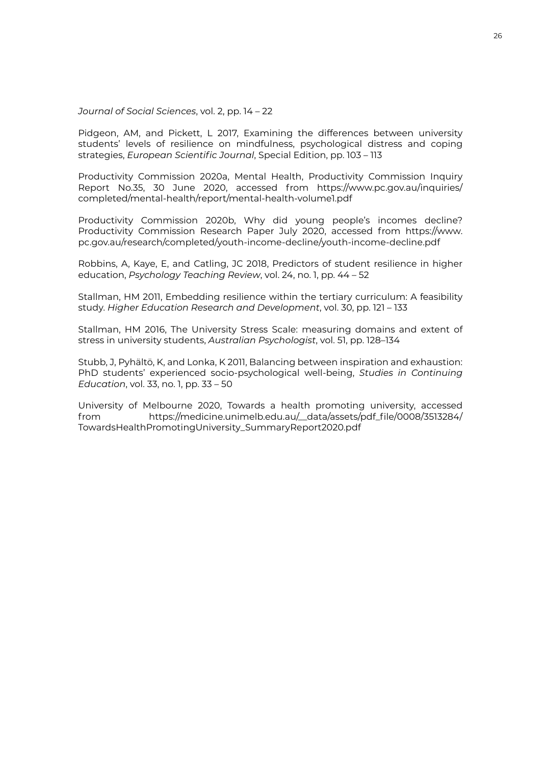*Journal of Social Sciences*, vol. 2, pp. 14 – 22

Pidgeon, AM, and Pickett, L 2017, Examining the differences between university students' levels of resilience on mindfulness, psychological distress and coping strategies, *European Scientific Journal*, Special Edition, pp. 103 – 113

Productivity Commission 2020a, Mental Health, Productivity Commission Inquiry Report No.35, 30 June 2020, accessed from https://www.pc.gov.au/inquiries/completed/mental-health/report/mental-health-volume1.pdf

Productivity Commission 2020b, Why did young people's incomes decline? Productivity Commission Research Paper July 2020, accessed from https://www.pc.gov.au/research/completed/youth-income-decline/youth-income-decline.pdf

Robbins, A, Kaye, E, and Catling, JC 2018, Predictors of student resilience in higher education, *Psychology Teaching Review*, vol. 24, no. 1, pp. 44 – 52

Stallman, HM 2011, Embedding resilience within the tertiary curriculum: A feasibility study. *Higher Education Research and Development*, vol. 30, pp. 121 – 133

Stallman, HM 2016, The University Stress Scale: measuring domains and extent of stress in university students, *Australian Psychologist*, vol. 51, pp. 128–134

Stubb, J, Pyhältö, K, and Lonka, K 2011, Balancing between inspiration and exhaustion: PhD students' experienced socio-psychological well-being, *Studies in Continuing Education*, vol. 33, no. 1, pp. 33 – 50

University of Melbourne 2020, Towards a health promoting university, accessed from https://medicine.unimelb.edu.au/__data/assets/pdf_file/0008/3513284/TowardsHealthPromotingUniversity_SummaryReport2020.pdf